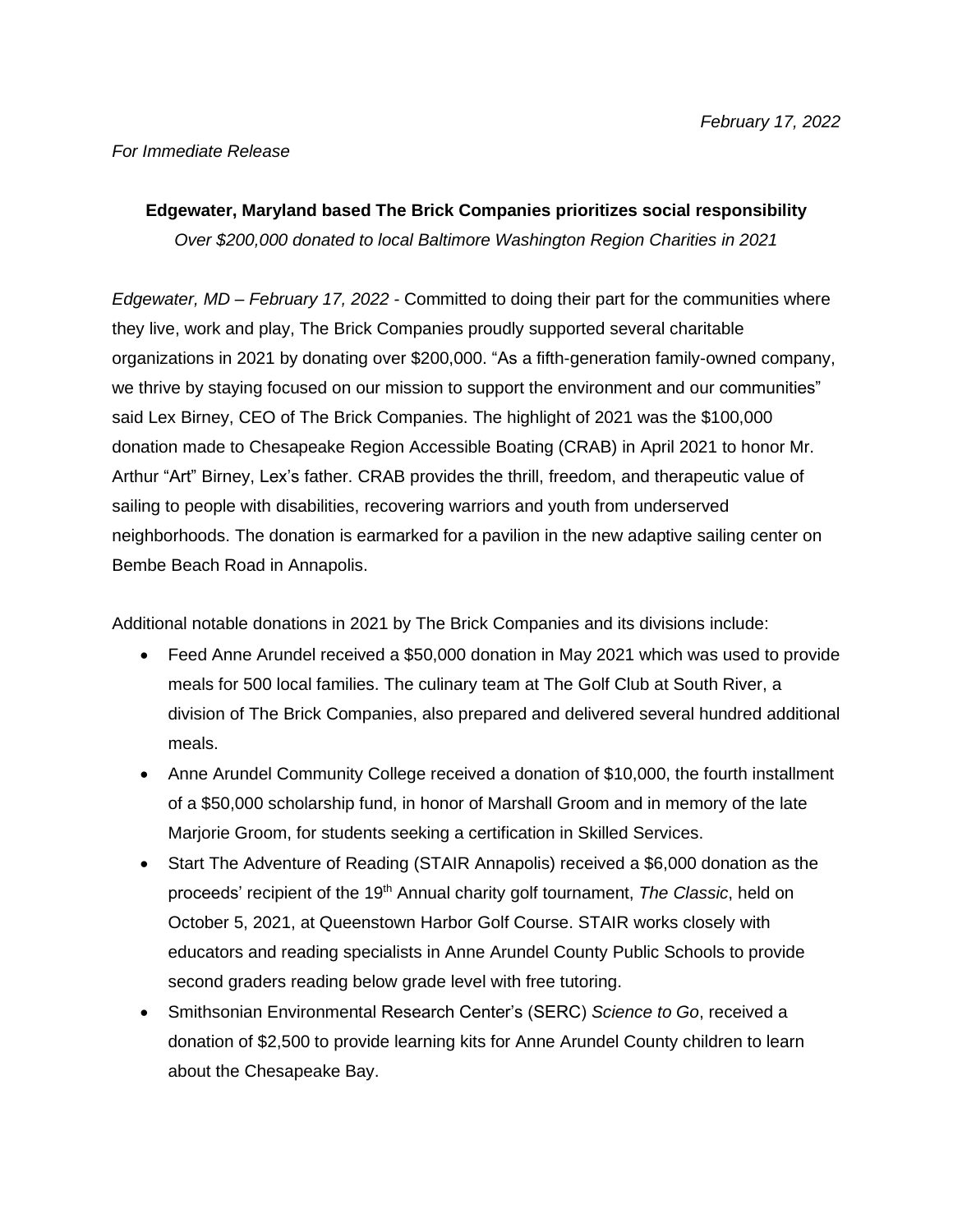*February 17, 2022*

*For Immediate Release*

**Edgewater, Maryland based The Brick Companies prioritizes social responsibility**

*Over $200,000 donated to local Baltimore Washington Region Charities in 2021*

*Edgewater, MD – February 17, 2022* - Committed to doing their part for the communities where they live, work and play, The Brick Companies proudly supported several charitable organizations in 2021 by donating over $200,000. "As a fifth-generation family-owned company, we thrive by staying focused on our mission to support the environment and our communities" said Lex Birney, CEO of The Brick Companies. The highlight of 2021 was the $100,000 donation made to Chesapeake Region Accessible Boating (CRAB) in April 2021 to honor Mr. Arthur "Art" Birney, Lex's father. CRAB provides the thrill, freedom, and therapeutic value of sailing to people with disabilities, recovering warriors and youth from underserved neighborhoods. The donation is earmarked for a pavilion in the new adaptive sailing center on Bembe Beach Road in Annapolis.

Additional notable donations in 2021 by The Brick Companies and its divisions include:

- Feed Anne Arundel received a $50,000 donation in May 2021 which was used to provide meals for 500 local families. The culinary team at The Golf Club at South River, a division of The Brick Companies, also prepared and delivered several hundred additional meals.
- Anne Arundel Community College received a donation of $10,000, the fourth installment of a $50,000 scholarship fund, in honor of Marshall Groom and in memory of the late Marjorie Groom, for students seeking a certification in Skilled Services.
- Start The Adventure of Reading (STAIR Annapolis) received a $6,000 donation as the proceeds' recipient of the 19th Annual charity golf tournament, *The Classic*, held on October 5, 2021, at Queenstown Harbor Golf Course. STAIR works closely with educators and reading specialists in Anne Arundel County Public Schools to provide second graders reading below grade level with free tutoring.
- Smithsonian Environmental Research Center's (SERC) *Science to Go*, received a donation of $2,500 to provide learning kits for Anne Arundel County children to learn about the Chesapeake Bay.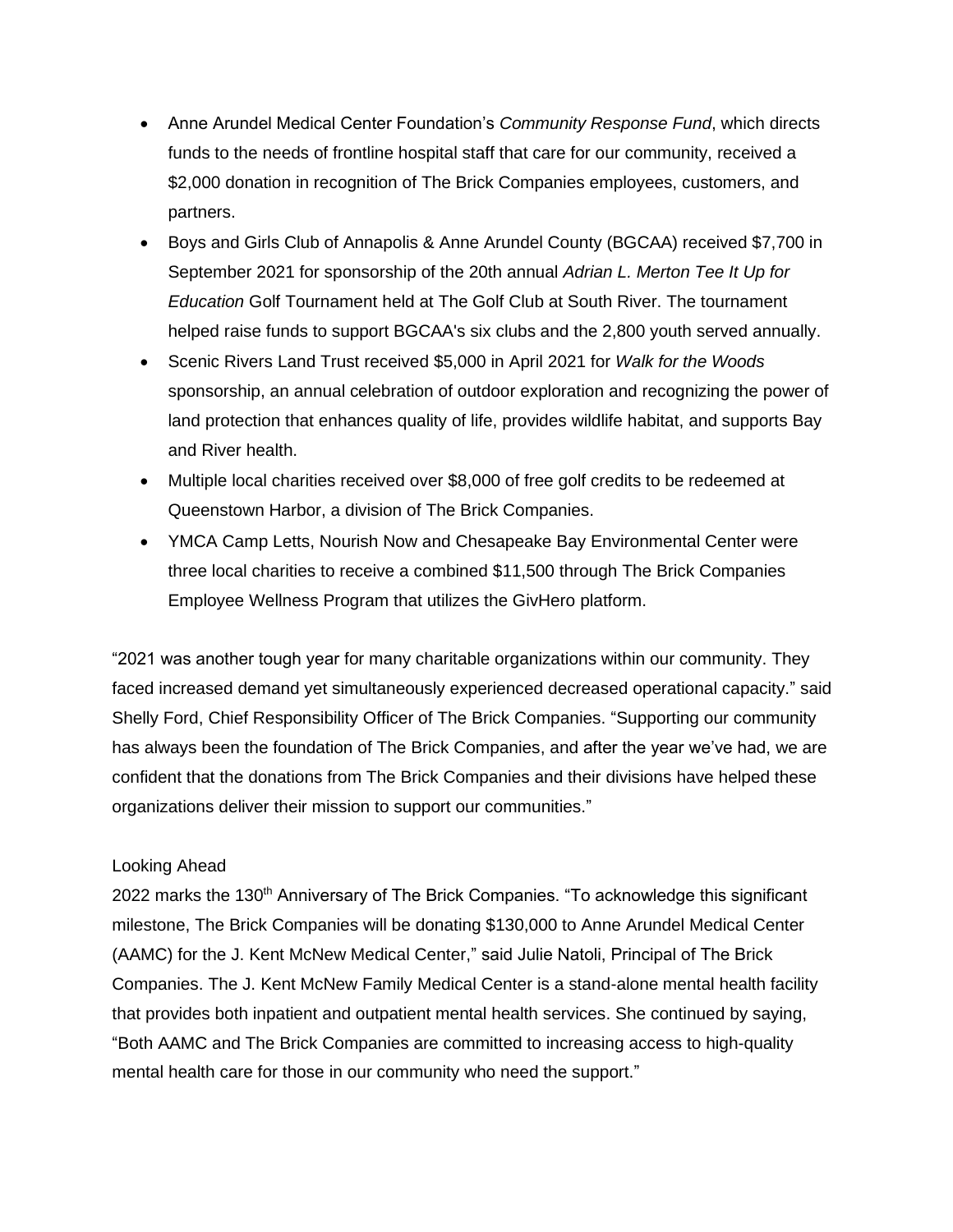- Anne Arundel Medical Center Foundation's *Community Response Fund*, which directs funds to the needs of frontline hospital staff that care for our community, received a $2,000 donation in recognition of The Brick Companies employees, customers, and partners.
- Boys and Girls Club of Annapolis & Anne Arundel County (BGCAA) received $7,700 in September 2021 for sponsorship of the 20th annual *Adrian L. Merton Tee It Up for Education* Golf Tournament held at The Golf Club at South River. The tournament helped raise funds to support BGCAA's six clubs and the 2,800 youth served annually.
- Scenic Rivers Land Trust received $5,000 in April 2021 for *Walk for the Woods* sponsorship, an annual celebration of outdoor exploration and recognizing the power of land protection that enhances quality of life, provides wildlife habitat, and supports Bay and River health.
- Multiple local charities received over $8,000 of free golf credits to be redeemed at Queenstown Harbor, a division of The Brick Companies.
- YMCA Camp Letts, Nourish Now and Chesapeake Bay Environmental Center were three local charities to receive a combined $11,500 through The Brick Companies Employee Wellness Program that utilizes the GivHero platform.

"2021 was another tough year for many charitable organizations within our community. They faced increased demand yet simultaneously experienced decreased operational capacity." said Shelly Ford, Chief Responsibility Officer of The Brick Companies. "Supporting our community has always been the foundation of The Brick Companies, and after the year we've had, we are confident that the donations from The Brick Companies and their divisions have helped these organizations deliver their mission to support our communities."

Looking Ahead

2022 marks the 130th Anniversary of The Brick Companies. "To acknowledge this significant milestone, The Brick Companies will be donating $130,000 to Anne Arundel Medical Center (AAMC) for the J. Kent McNew Medical Center," said Julie Natoli, Principal of The Brick Companies. The J. Kent McNew Family Medical Center is a stand-alone mental health facility that provides both inpatient and outpatient mental health services. She continued by saying, "Both AAMC and The Brick Companies are committed to increasing access to high-quality mental health care for those in our community who need the support."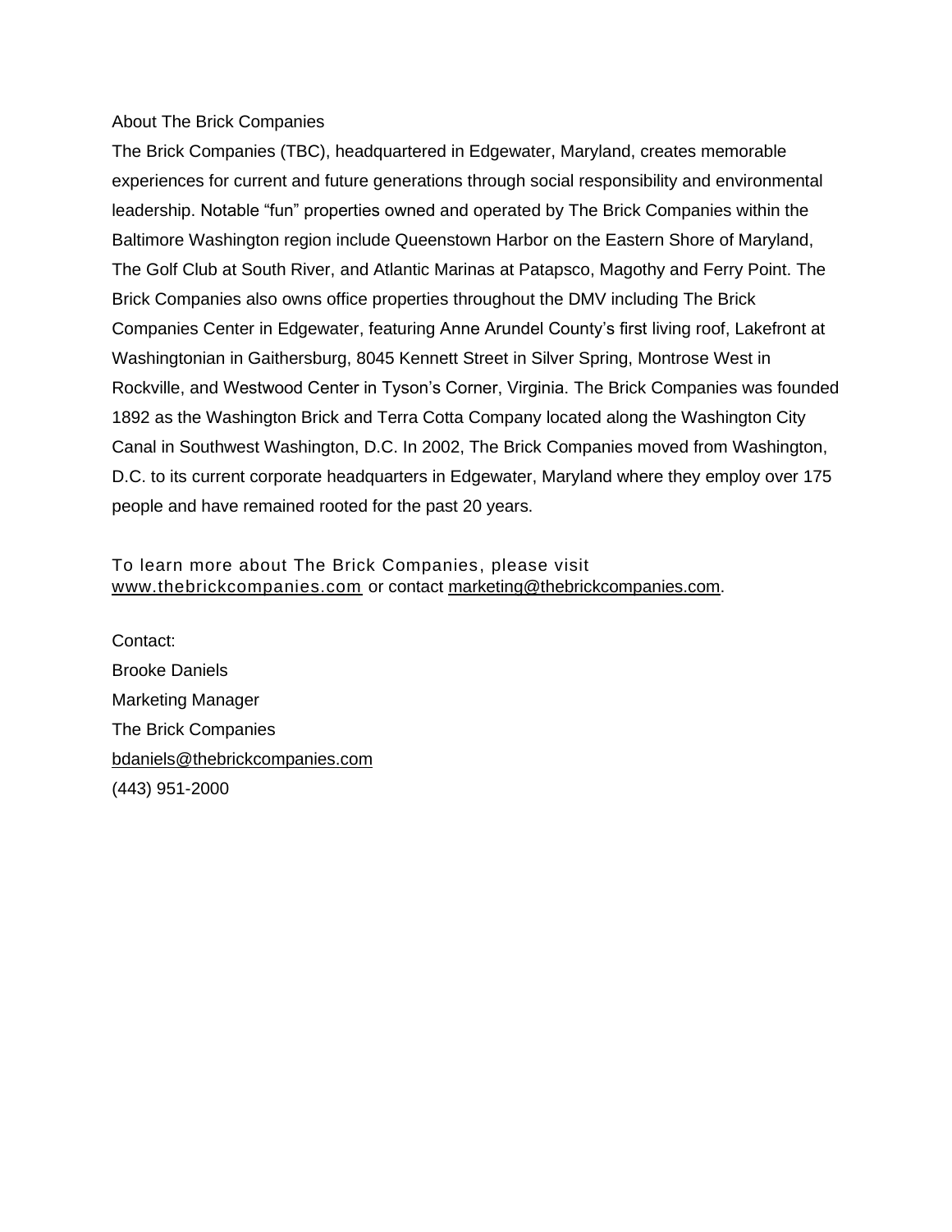About The Brick Companies

The Brick Companies (TBC), headquartered in Edgewater, Maryland, creates memorable experiences for current and future generations through social responsibility and environmental leadership. Notable "fun" properties owned and operated by The Brick Companies within the Baltimore Washington region include Queenstown Harbor on the Eastern Shore of Maryland, The Golf Club at South River, and Atlantic Marinas at Patapsco, Magothy and Ferry Point. The Brick Companies also owns office properties throughout the DMV including The Brick Companies Center in Edgewater, featuring Anne Arundel County's first living roof, Lakefront at Washingtonian in Gaithersburg, 8045 Kennett Street in Silver Spring, Montrose West in Rockville, and Westwood Center in Tyson's Corner, Virginia. The Brick Companies was founded 1892 as the Washington Brick and Terra Cotta Company located along the Washington City Canal in Southwest Washington, D.C. In 2002, The Brick Companies moved from Washington, D.C. to its current corporate headquarters in Edgewater, Maryland where they employ over 175 people and have remained rooted for the past 20 years.

To learn more about The Brick Companies, please visit www.thebrickcompanies.com or contact marketing@thebrickcompanies.com.

Contact:
Brooke Daniels
Marketing Manager
The Brick Companies
bdaniels@thebrickcompanies.com
(443) 951-2000